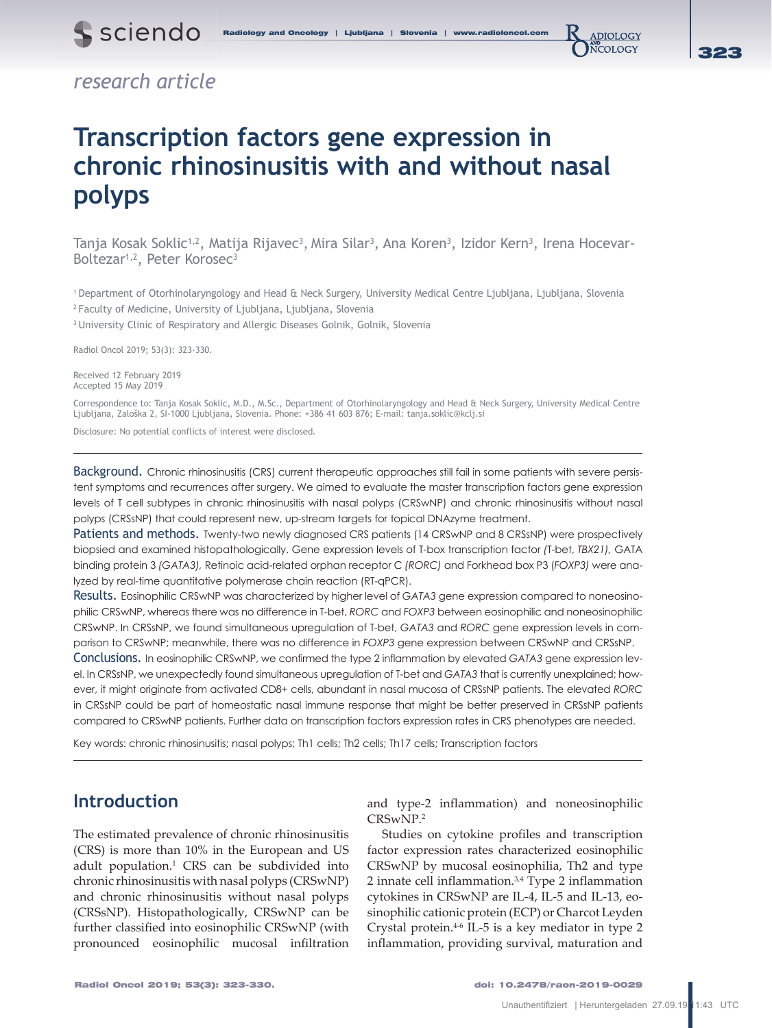*research article*

# Transcription factors gene expression in chronic rhinosinusitis with and without nasal polyps

Tanja Kosak Soklic[1,2], Matija Rijavec[3], Mira Silar[3], Ana Koren[3], Izidor Kern[3], Irena Hocevar-Boltezar[1,2], Peter Korosec[3]

[1] Department of Otorhinolaryngology and Head & Neck Surgery, University Medical Centre Ljubljana, Ljubljana, Slovenia
[2] Faculty of Medicine, University of Ljubljana, Ljubljana, Slovenia
[3] University Clinic of Respiratory and Allergic Diseases Golnik, Golnik, Slovenia

Radiol Oncol 2019; 53(3): 323-330.

Received 12 February 2019
Accepted 15 May 2019

Correspondence to: Tanja Kosak Soklic, M.D., M.Sc., Department of Otorhinolaryngology and Head & Neck Surgery, University Medical Centre Ljubljana, Zaloška 2, SI-1000 Ljubljana, Slovenia. Phone: +386 41 603 876; E-mail: tanja.soklic@kclj.si

Disclosure: No potential conflicts of interest were disclosed.

**Background.** Chronic rhinosinusitis (CRS) current therapeutic approaches still fail in some patients with severe persistent symptoms and recurrences after surgery. We aimed to evaluate the master transcription factors gene expression levels of T cell subtypes in chronic rhinosinusitis with nasal polyps (CRSwNP) and chronic rhinosinusitis without nasal polyps (CRSsNP) that could represent new, up-stream targets for topical DNAzyme treatment.

**Patients and methods.** Twenty-two newly diagnosed CRS patients (14 CRSwNP and 8 CRSsNP) were prospectively biopsied and examined histopathologically. Gene expression levels of T-box transcription factor *(*T-bet, *TBX21),* GATA binding protein 3 *(GATA3),* Retinoic acid-related orphan receptor C *(RORC)* and Forkhead box P3 (*FOXP3)* were analyzed by real-time quantitative polymerase chain reaction (RT-qPCR).

**Results.** Eosinophilic CRSwNP was characterized by higher level of *GATA3* gene expression compared to noneosinophilic CRSwNP, whereas there was no difference in T-bet, *RORC* and *FOXP3* between eosinophilic and noneosinophilic CRSwNP. In CRSsNP, we found simultaneous upregulation of T-bet, *GATA3* and *RORC* gene expression levels in comparison to CRSwNP; meanwhile, there was no difference in *FOXP3* gene expression between CRSwNP and CRSsNP.

**Conclusions.** In eosinophilic CRSwNP, we confirmed the type 2 inflammation by elevated *GATA3* gene expression level. In CRSsNP, we unexpectedly found simultaneous upregulation of T-bet and *GATA3* that is currently unexplained; however, it might originate from activated CD8+ cells, abundant in nasal mucosa of CRSsNP patients. The elevated *RORC* in CRSsNP could be part of homeostatic nasal immune response that might be better preserved in CRSsNP patients compared to CRSwNP patients. Further data on transcription factors expression rates in CRS phenotypes are needed.

Key words: chronic rhinosinusitis; nasal polyps; Th1 cells; Th2 cells; Th17 cells; Transcription factors

## Introduction

The estimated prevalence of chronic rhinosinusitis (CRS) is more than 10% in the European and US adult population.[1] CRS can be subdivided into chronic rhinosinusitis with nasal polyps (CRSwNP) and chronic rhinosinusitis without nasal polyps (CRSsNP). Histopathologically, CRSwNP can be further classified into eosinophilic CRSwNP (with pronounced eosinophilic mucosal infiltration and type-2 inflammation) and noneosinophilic CRSwNP.[2]

Studies on cytokine profiles and transcription factor expression rates characterized eosinophilic CRSwNP by mucosal eosinophilia, Th2 and type 2 innate cell inflammation.[3,4] Type 2 inflammation cytokines in CRSwNP are IL-4, IL-5 and IL-13, eosinophilic cationic protein (ECP) or Charcot Leyden Crystal protein.[4-6] IL-5 is a key mediator in type 2 inflammation, providing survival, maturation and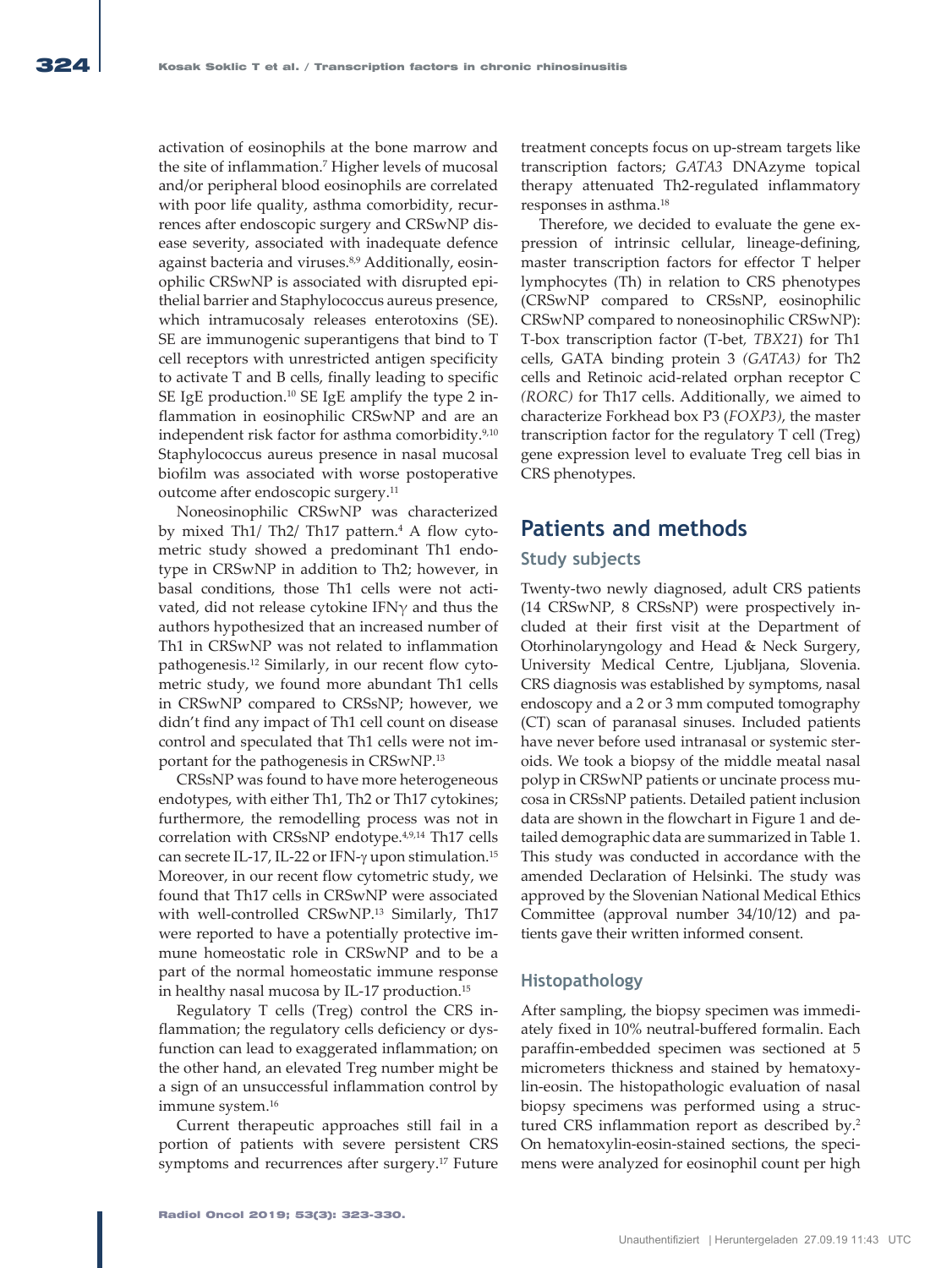activation of eosinophils at the bone marrow and the site of inflammation.[7] Higher levels of mucosal and/or peripheral blood eosinophils are correlated with poor life quality, asthma comorbidity, recurrences after endoscopic surgery and CRSwNP disease severity, associated with inadequate defence against bacteria and viruses.[8,9] Additionally, eosinophilic CRSwNP is associated with disrupted epithelial barrier and Staphylococcus aureus presence, which intramucosaly releases enterotoxins (SE). SE are immunogenic superantigens that bind to T cell receptors with unrestricted antigen specificity to activate T and B cells, finally leading to specific SE IgE production.[10] SE IgE amplify the type 2 inflammation in eosinophilic CRSwNP and are an independent risk factor for asthma comorbidity.[9,10] Staphylococcus aureus presence in nasal mucosal biofilm was associated with worse postoperative outcome after endoscopic surgery.[11]

Noneosinophilic CRSwNP was characterized by mixed Th1/ Th2/ Th17 pattern.[4] A flow cytometric study showed a predominant Th1 endotype in CRSwNP in addition to Th2; however, in basal conditions, those Th1 cells were not activated, did not release cytokine IFNγ and thus the authors hypothesized that an increased number of Th1 in CRSwNP was not related to inflammation pathogenesis.[12] Similarly, in our recent flow cytometric study, we found more abundant Th1 cells in CRSwNP compared to CRSsNP; however, we didn't find any impact of Th1 cell count on disease control and speculated that Th1 cells were not important for the pathogenesis in CRSwNP.[13]

CRSsNP was found to have more heterogeneous endotypes, with either Th1, Th2 or Th17 cytokines; furthermore, the remodelling process was not in correlation with CRSsNP endotype.[4,9,14] Th17 cells can secrete IL-17, IL-22 or IFN-γ upon stimulation.[15] Moreover, in our recent flow cytometric study, we found that Th17 cells in CRSwNP were associated with well-controlled CRSwNP.[13] Similarly, Th17 were reported to have a potentially protective immune homeostatic role in CRSwNP and to be a part of the normal homeostatic immune response in healthy nasal mucosa by IL-17 production.[15]

Regulatory T cells (Treg) control the CRS inflammation; the regulatory cells deficiency or dysfunction can lead to exaggerated inflammation; on the other hand, an elevated Treg number might be a sign of an unsuccessful inflammation control by immune system.[16]

Current therapeutic approaches still fail in a portion of patients with severe persistent CRS symptoms and recurrences after surgery.[17] Future treatment concepts focus on up-stream targets like transcription factors; *GATA3* DNAzyme topical therapy attenuated Th2-regulated inflammatory responses in asthma.[18]

Therefore, we decided to evaluate the gene expression of intrinsic cellular, lineage-defining, master transcription factors for effector T helper lymphocytes (Th) in relation to CRS phenotypes (CRSwNP compared to CRSsNP, eosinophilic CRSwNP compared to noneosinophilic CRSwNP): T-box transcription factor (T-bet, *TBX21*) for Th1 cells, GATA binding protein 3 *(GATA3)* for Th2 cells and Retinoic acid-related orphan receptor C *(RORC)* for Th17 cells. Additionally, we aimed to characterize Forkhead box P3 (*FOXP3)*, the master transcription factor for the regulatory T cell (Treg) gene expression level to evaluate Treg cell bias in CRS phenotypes.

## Patients and methods

### Study subjects

Twenty-two newly diagnosed, adult CRS patients (14 CRSwNP, 8 CRSsNP) were prospectively included at their first visit at the Department of Otorhinolaryngology and Head & Neck Surgery, University Medical Centre, Ljubljana, Slovenia. CRS diagnosis was established by symptoms, nasal endoscopy and a 2 or 3 mm computed tomography (CT) scan of paranasal sinuses. Included patients have never before used intranasal or systemic steroids. We took a biopsy of the middle meatal nasal polyp in CRSwNP patients or uncinate process mucosa in CRSsNP patients. Detailed patient inclusion data are shown in the flowchart in Figure 1 and detailed demographic data are summarized in Table 1. This study was conducted in accordance with the amended Declaration of Helsinki. The study was approved by the Slovenian National Medical Ethics Committee (approval number 34/10/12) and patients gave their written informed consent.

### Histopathology

After sampling, the biopsy specimen was immediately fixed in 10% neutral-buffered formalin. Each paraffin-embedded specimen was sectioned at 5 micrometers thickness and stained by hematoxylin-eosin. The histopathologic evaluation of nasal biopsy specimens was performed using a structured CRS inflammation report as described by.[2] On hematoxylin-eosin-stained sections, the specimens were analyzed for eosinophil count per high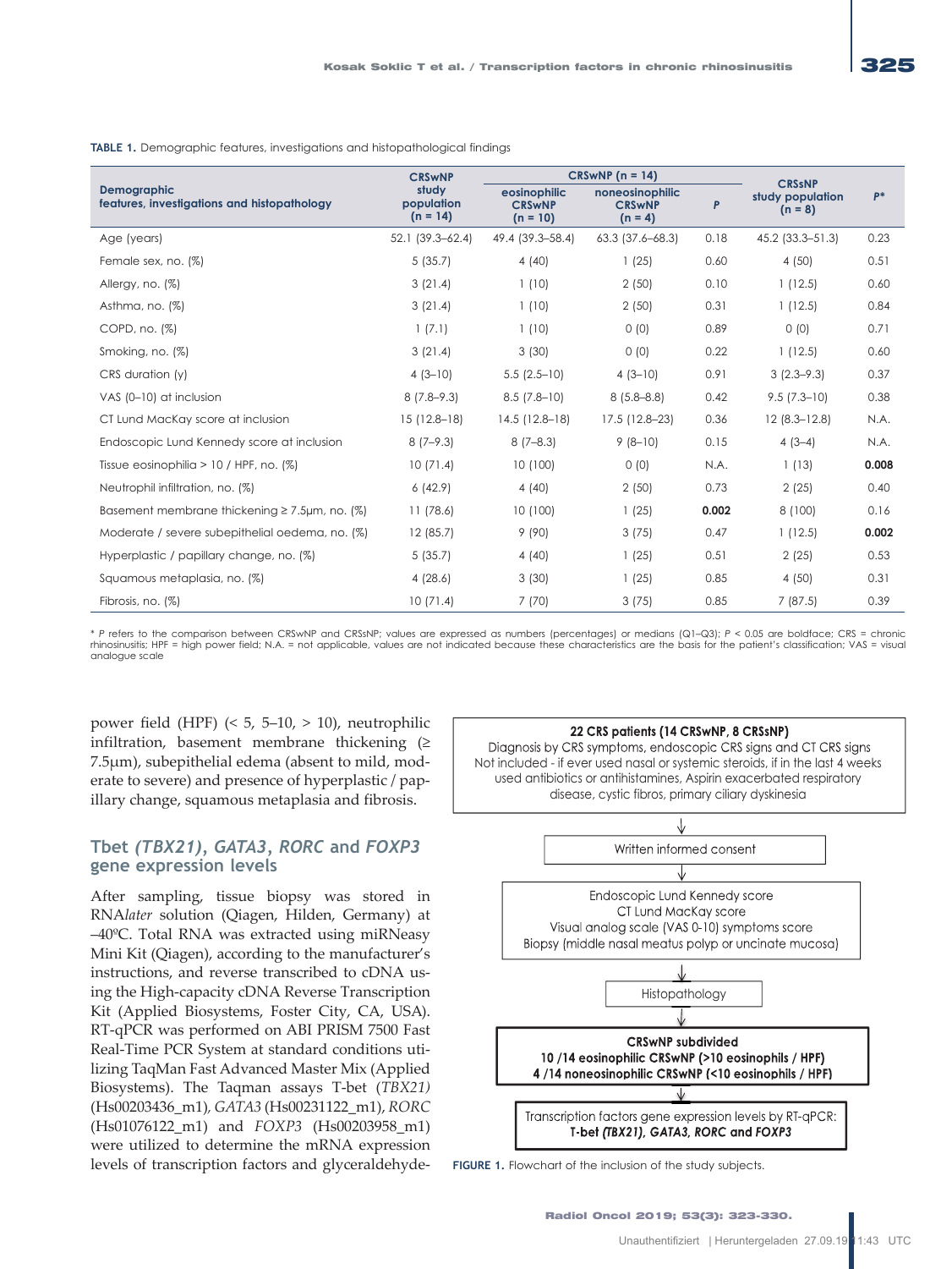**TABLE 1.** Demographic features, investigations and histopathological findings

| Demographic features, investigations and histopathology | CRSwNP study population (n = 14) | CRSwNP (n = 14) | | | CRSsNP study population (n = 8) | P* |
|---|---|---|---|---|---|---|
| | | eosinophilic CRSwNP (n = 10) | noneosinophilic CRSwNP (n = 4) | P | | |
| Age (years) | 52.1 (39.3–62.4) | 49.4 (39.3–58.4) | 63.3 (37.6–68.3) | 0.18 | 45.2 (33.3–51.3) | 0.23 |
| Female sex, no. (%) | 5 (35.7) | 4 (40) | 1 (25) | 0.60 | 4 (50) | 0.51 |
| Allergy, no. (%) | 3 (21.4) | 1 (10) | 2 (50) | 0.10 | 1 (12.5) | 0.60 |
| Asthma, no. (%) | 3 (21.4) | 1 (10) | 2 (50) | 0.31 | 1 (12.5) | 0.84 |
| COPD, no. (%) | 1 (7.1) | 1 (10) | 0 (0) | 0.89 | 0 (0) | 0.71 |
| Smoking, no. (%) | 3 (21.4) | 3 (30) | 0 (0) | 0.22 | 1 (12.5) | 0.60 |
| CRS duration (y) | 4 (3–10) | 5.5 (2.5–10) | 4 (3–10) | 0.91 | 3 (2.3–9.3) | 0.37 |
| VAS (0–10) at inclusion | 8 (7.8–9.3) | 8.5 (7.8–10) | 8 (5.8–8.8) | 0.42 | 9.5 (7.3–10) | 0.38 |
| CT Lund MacKay score at inclusion | 15 (12.8–18) | 14.5 (12.8–18) | 17.5 (12.8–23) | 0.36 | 12 (8.3–12.8) | N.A. |
| Endoscopic Lund Kennedy score at inclusion | 8 (7–9.3) | 8 (7–8.3) | 9 (8–10) | 0.15 | 4 (3–4) | N.A. |
| Tissue eosinophilia > 10 / HPF, no. (%) | 10 (71.4) | 10 (100) | 0 (0) | N.A. | 1 (13) | **0.008** |
| Neutrophil infiltration, no. (%) | 6 (42.9) | 4 (40) | 2 (50) | 0.73 | 2 (25) | 0.40 |
| Basement membrane thickening ≥ 7.5µm, no. (%) | 11 (78.6) | 10 (100) | 1 (25) | **0.002** | 8 (100) | 0.16 |
| Moderate / severe subepithelial oedema, no. (%) | 12 (85.7) | 9 (90) | 3 (75) | 0.47 | 1 (12.5) | **0.002** |
| Hyperplastic / papillary change, no. (%) | 5 (35.7) | 4 (40) | 1 (25) | 0.51 | 2 (25) | 0.53 |
| Squamous metaplasia, no. (%) | 4 (28.6) | 3 (30) | 1 (25) | 0.85 | 4 (50) | 0.31 |
| Fibrosis, no. (%) | 10 (71.4) | 7 (70) | 3 (75) | 0.85 | 7 (87.5) | 0.39 |

\* *P* refers to the comparison between CRSwNP and CRSsNP; values are expressed as numbers (percentages) or medians (Q1–Q3); *P* < 0.05 are boldface; CRS = chronic rhinosinusitis; HPF = high power field; N.A. = not applicable, values are not indicated because these characteristics are the basis for the patient's classification; VAS = visual analogue scale

power field (HPF) (< 5, 5–10, > 10), neutrophilic infiltration, basement membrane thickening (≥ 7.5µm), subepithelial edema (absent to mild, moderate to severe) and presence of hyperplastic / papillary change, squamous metaplasia and fibrosis.

## Tbet *(TBX21)*, *GATA3*, *RORC* and *FOXP3* gene expression levels

After sampling, tissue biopsy was stored in RNA*later* solution (Qiagen, Hilden, Germany) at –40ºC. Total RNA was extracted using miRNeasy Mini Kit (Qiagen), according to the manufacturer's instructions, and reverse transcribed to cDNA using the High-capacity cDNA Reverse Transcription Kit (Applied Biosystems, Foster City, CA, USA). RT-qPCR was performed on ABI PRISM 7500 Fast Real-Time PCR System at standard conditions utilizing TaqMan Fast Advanced Master Mix (Applied Biosystems). The Taqman assays T-bet (*TBX21)* (Hs00203436_m1), *GATA3* (Hs00231122_m1), *RORC* (Hs01076122_m1) and *FOXP3* (Hs00203958_m1) were utilized to determine the mRNA expression levels of transcription factors and glyceraldehyde-

**22 CRS patients (14 CRSwNP, 8 CRSsNP)**
Diagnosis by CRS symptoms, endoscopic CRS signs and CT CRS signs
Not included - if ever used nasal or systemic steroids, if in the last 4 weeks used antibiotics or antihistamines, Aspirin exacerbated respiratory disease, cystic fibros, primary ciliary dyskinesia

↓

Written informed consent

↓

Endoscopic Lund Kennedy score
CT Lund MacKay score
Visual analog scale (VAS 0-10) symptoms score
Biopsy (middle nasal meatus polyp or uncinate mucosa)

↓

Histopathology

↓

**CRSwNP subdivided**
**10 /14 eosinophilic CRSwNP (>10 eosinophils / HPF)**
**4 /14 noneosinophilic CRSwNP (<10 eosinophils / HPF)**

↓

Transcription factors gene expression levels by RT-qPCR:
**T-bet *(TBX21)*, GATA3, RORC and FOXP3**

**FIGURE 1.** Flowchart of the inclusion of the study subjects.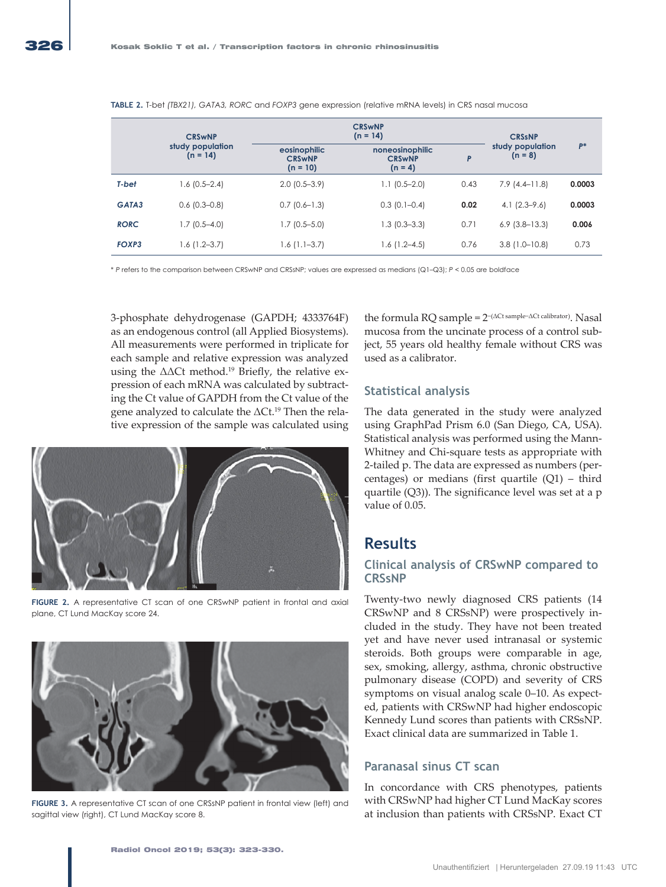**TABLE 2.** T-bet *(TBX21), GATA3, RORC* and *FOXP3* gene expression (relative mRNA levels) in CRS nasal mucosa

| | CRSwNP study population (n = 14) | CRSwNP (n = 14) | | | CRSsNP study population (n = 8) | P* |
|---|---|---|---|---|---|---|
| | | eosinophilic CRSwNP (n = 10) | noneosinophilic CRSwNP (n = 4) | P | | |
| ***T-bet*** | 1.6 (0.5–2.4) | 2.0 (0.5–3.9) | 1.1 (0.5–2.0) | 0.43 | 7.9 (4.4–11.8) | **0.0003** |
| ***GATA3*** | 0.6 (0.3–0.8) | 0.7 (0.6–1.3) | 0.3 (0.1–0.4) | **0.02** | 4.1 (2.3–9.6) | **0.0003** |
| ***RORC*** | 1.7 (0.5–4.0) | 1.7 (0.5–5.0) | 1.3 (0.3–3.3) | 0.71 | 6.9 (3.8–13.3) | **0.006** |
| ***FOXP3*** | 1.6 (1.2–3.7) | 1.6 (1.1–3.7) | 1.6 (1.2–4.5) | 0.76 | 3.8 (1.0–10.8) | 0.73 |

\* *P* refers to the comparison between CRSwNP and CRSsNP; values are expressed as medians (Q1–Q3); *P* < 0.05 are boldface

3-phosphate dehydrogenase (GAPDH; 4333764F) as an endogenous control (all Applied Biosystems). All measurements were performed in triplicate for each sample and relative expression was analyzed using the ΔΔCt method.[19] Briefly, the relative expression of each mRNA was calculated by subtracting the Ct value of GAPDH from the Ct value of the gene analyzed to calculate the ΔCt.[19] Then the relative expression of the sample was calculated using the formula RQ sample = $2^{-(\Delta Ct\ sample - \Delta Ct\ calibrator)}$. Nasal mucosa from the uncinate process of a control subject, 55 years old healthy female without CRS was used as a calibrator.

FIGURE 2. A representative CT scan of one CRSwNP patient in frontal and axial plane, CT Lund MacKay score 24.

FIGURE 3. A representative CT scan of one CRSsNP patient in frontal view (left) and sagittal view (right), CT Lund MacKay score 8.

### Statistical analysis

The data generated in the study were analyzed using GraphPad Prism 6.0 (San Diego, CA, USA). Statistical analysis was performed using the Mann-Whitney and Chi-square tests as appropriate with 2-tailed p. The data are expressed as numbers (percentages) or medians (first quartile (Q1) – third quartile (Q3)). The significance level was set at a p value of 0.05.

## Results

### Clinical analysis of CRSwNP compared to CRSsNP

Twenty-two newly diagnosed CRS patients (14 CRSwNP and 8 CRSsNP) were prospectively included in the study. They have not been treated yet and have never used intranasal or systemic steroids. Both groups were comparable in age, sex, smoking, allergy, asthma, chronic obstructive pulmonary disease (COPD) and severity of CRS symptoms on visual analog scale 0–10. As expected, patients with CRSwNP had higher endoscopic Kennedy Lund scores than patients with CRSsNP. Exact clinical data are summarized in Table 1.

### Paranasal sinus CT scan

In concordance with CRS phenotypes, patients with CRSwNP had higher CT Lund MacKay scores at inclusion than patients with CRSsNP. Exact CT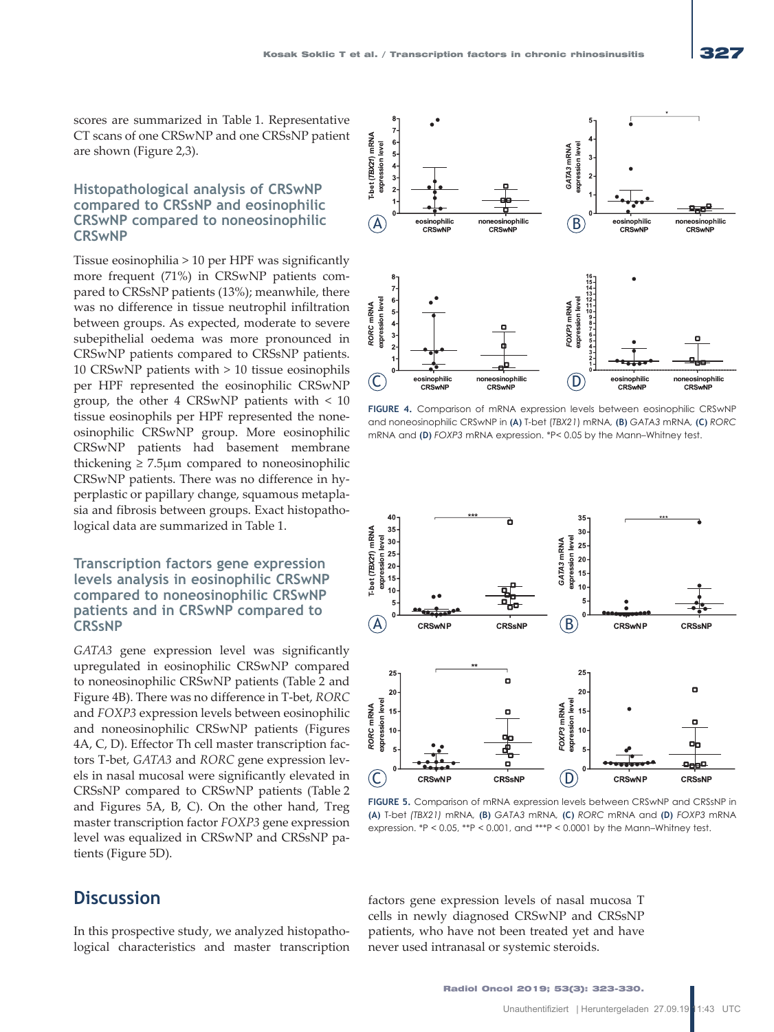scores are summarized in Table 1. Representative CT scans of one CRSwNP and one CRSsNP patient are shown (Figure 2,3).

### Histopathological analysis of CRSwNP compared to CRSsNP and eosinophilic CRSwNP compared to noneosinophilic CRSwNP

Tissue eosinophilia > 10 per HPF was significantly more frequent (71%) in CRSwNP patients compared to CRSsNP patients (13%); meanwhile, there was no difference in tissue neutrophil infiltration between groups. As expected, moderate to severe subepithelial oedema was more pronounced in CRSwNP patients compared to CRSsNP patients. 10 CRSwNP patients with > 10 tissue eosinophils per HPF represented the eosinophilic CRSwNP group, the other 4 CRSwNP patients with < 10 tissue eosinophils per HPF represented the noneosinophilic CRSwNP group. More eosinophilic CRSwNP patients had basement membrane thickening ≥ 7.5μm compared to noneosinophilic CRSwNP patients. There was no difference in hyperplastic or papillary change, squamous metaplasia and fibrosis between groups. Exact histopathological data are summarized in Table 1.

### Transcription factors gene expression levels analysis in eosinophilic CRSwNP compared to noneosinophilic CRSwNP patients and in CRSwNP compared to CRSsNP

*GATA3* gene expression level was significantly upregulated in eosinophilic CRSwNP compared to noneosinophilic CRSwNP patients (Table 2 and Figure 4B). There was no difference in T-bet, *RORC* and *FOXP3* expression levels between eosinophilic and noneosinophilic CRSwNP patients (Figures 4A, C, D). Effector Th cell master transcription factors T-bet, *GATA3* and *RORC* gene expression levels in nasal mucosal were significantly elevated in CRSsNP compared to CRSwNP patients (Table 2 and Figures 5A, B, C). On the other hand, Treg master transcription factor *FOXP3* gene expression level was equalized in CRSwNP and CRSsNP patients (Figure 5D).

**FIGURE 4.** Comparison of mRNA expression levels between eosinophilic CRSwNP and noneosinophilic CRSwNP in **(A)** T-bet (*TBX21*) mRNA, **(B)** *GATA3* mRNA, **(C)** *RORC* mRNA and **(D)** *FOXP3* mRNA expression. *P< 0.05 by the Mann–Whitney test.

**FIGURE 5.** Comparison of mRNA expression levels between CRSwNP and CRSsNP in **(A)** T-bet *(TBX21)* mRNA, **(B)** *GATA3* mRNA, **(C)** *RORC* mRNA and **(D)** *FOXP3* mRNA expression. *P < 0.05, **P < 0.001, and ***P < 0.0001 by the Mann–Whitney test.

## Discussion

In this prospective study, we analyzed histopathological characteristics and master transcription factors gene expression levels of nasal mucosa T cells in newly diagnosed CRSwNP and CRSsNP patients, who have not been treated yet and have never used intranasal or systemic steroids.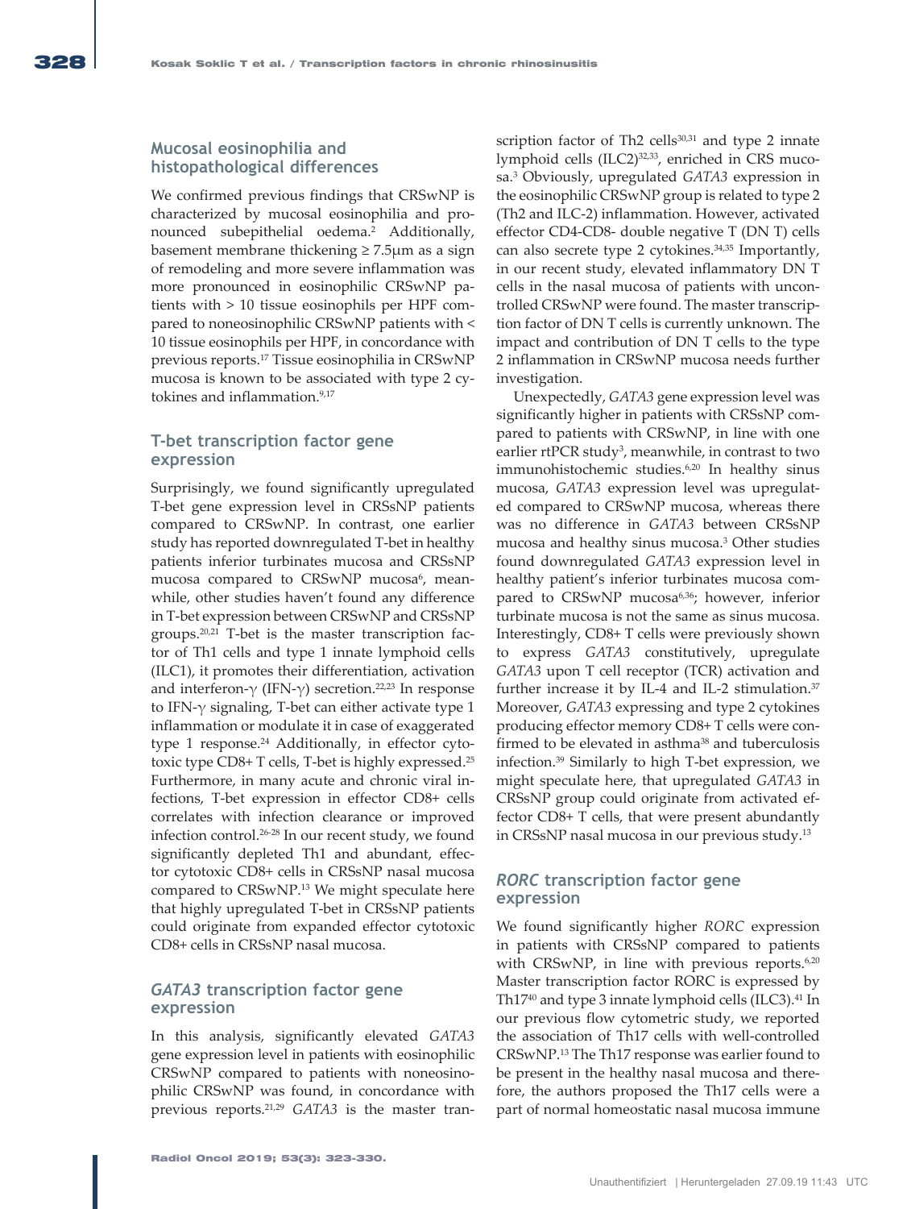## Mucosal eosinophilia and histopathological differences

We confirmed previous findings that CRSwNP is characterized by mucosal eosinophilia and pronounced subepithelial oedema.[2] Additionally, basement membrane thickening ≥ 7.5μm as a sign of remodeling and more severe inflammation was more pronounced in eosinophilic CRSwNP patients with > 10 tissue eosinophils per HPF compared to noneosinophilic CRSwNP patients with < 10 tissue eosinophils per HPF, in concordance with previous reports.[17] Tissue eosinophilia in CRSwNP mucosa is known to be associated with type 2 cytokines and inflammation.[9,17]

## T-bet transcription factor gene expression

Surprisingly, we found significantly upregulated T-bet gene expression level in CRSsNP patients compared to CRSwNP. In contrast, one earlier study has reported downregulated T-bet in healthy patients inferior turbinates mucosa and CRSsNP mucosa compared to CRSwNP mucosa[6], meanwhile, other studies haven't found any difference in T-bet expression between CRSwNP and CRSsNP groups.[20,21] T-bet is the master transcription factor of Th1 cells and type 1 innate lymphoid cells (ILC1), it promotes their differentiation, activation and interferon-γ (IFN-γ) secretion.[22,23] In response to IFN-γ signaling, T-bet can either activate type 1 inflammation or modulate it in case of exaggerated type 1 response.[24] Additionally, in effector cytotoxic type CD8+ T cells, T-bet is highly expressed.[25] Furthermore, in many acute and chronic viral infections, T-bet expression in effector CD8+ cells correlates with infection clearance or improved infection control.[26-28] In our recent study, we found significantly depleted Th1 and abundant, effector cytotoxic CD8+ cells in CRSsNP nasal mucosa compared to CRSwNP.[13] We might speculate here that highly upregulated T-bet in CRSsNP patients could originate from expanded effector cytotoxic CD8+ cells in CRSsNP nasal mucosa.

## *GATA3* transcription factor gene expression

In this analysis, significantly elevated *GATA3* gene expression level in patients with eosinophilic CRSwNP compared to patients with noneosinophilic CRSwNP was found, in concordance with previous reports.[21,29] *GATA3* is the master transcription factor of Th2 cells[30,31] and type 2 innate lymphoid cells (ILC2)[32,33], enriched in CRS mucosa.[3] Obviously, upregulated *GATA3* expression in the eosinophilic CRSwNP group is related to type 2 (Th2 and ILC-2) inflammation. However, activated effector CD4-CD8- double negative T (DN T) cells can also secrete type 2 cytokines.[34,35] Importantly, in our recent study, elevated inflammatory DN T cells in the nasal mucosa of patients with uncontrolled CRSwNP were found. The master transcription factor of DN T cells is currently unknown. The impact and contribution of DN T cells to the type 2 inflammation in CRSwNP mucosa needs further investigation.

Unexpectedly, *GATA3* gene expression level was significantly higher in patients with CRSsNP compared to patients with CRSwNP, in line with one earlier rtPCR study[3], meanwhile, in contrast to two immunohistochemic studies.[6,20] In healthy sinus mucosa, *GATA3* expression level was upregulated compared to CRSwNP mucosa, whereas there was no difference in *GATA3* between CRSsNP mucosa and healthy sinus mucosa.[3] Other studies found downregulated *GATA3* expression level in healthy patient's inferior turbinates mucosa compared to CRSwNP mucosa[6,36]; however, inferior turbinate mucosa is not the same as sinus mucosa. Interestingly, CD8+ T cells were previously shown to express *GATA3* constitutively, upregulate *GATA3* upon T cell receptor (TCR) activation and further increase it by IL-4 and IL-2 stimulation.[37] Moreover, *GATA3* expressing and type 2 cytokines producing effector memory CD8+ T cells were confirmed to be elevated in asthma[38] and tuberculosis infection.[39] Similarly to high T-bet expression, we might speculate here, that upregulated *GATA3* in CRSsNP group could originate from activated effector CD8+ T cells, that were present abundantly in CRSsNP nasal mucosa in our previous study.[13]

## *RORC* transcription factor gene expression

We found significantly higher *RORC* expression in patients with CRSsNP compared to patients with CRSwNP, in line with previous reports.[6,20] Master transcription factor RORC is expressed by Th17[40] and type 3 innate lymphoid cells (ILC3).[41] In our previous flow cytometric study, we reported the association of Th17 cells with well-controlled CRSwNP.[13] The Th17 response was earlier found to be present in the healthy nasal mucosa and therefore, the authors proposed the Th17 cells were a part of normal homeostatic nasal mucosa immune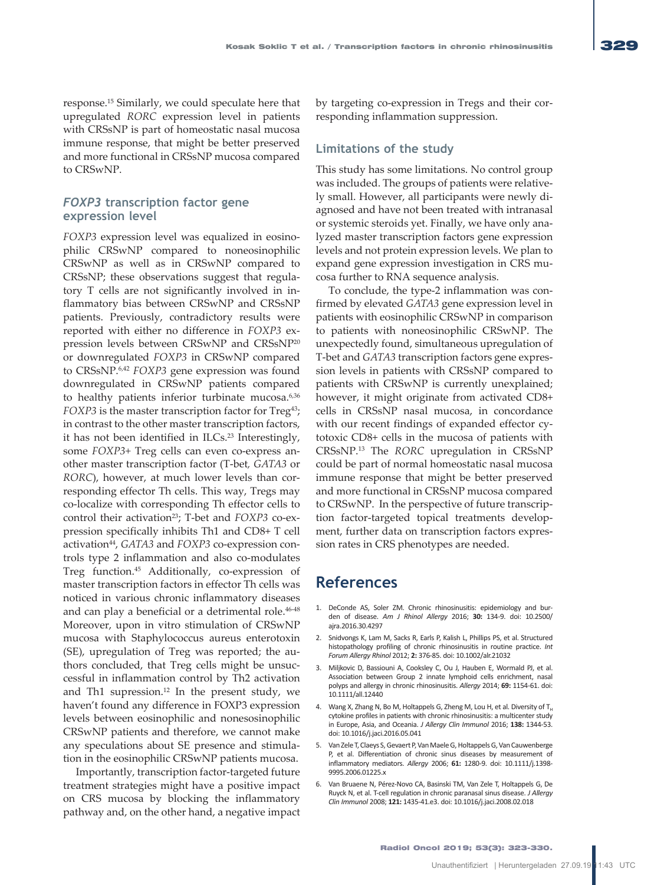response.[15] Similarly, we could speculate here that upregulated *RORC* expression level in patients with CRSsNP is part of homeostatic nasal mucosa immune response, that might be better preserved and more functional in CRSsNP mucosa compared to CRSwNP.

### *FOXP3* transcription factor gene expression level

*FOXP3* expression level was equalized in eosinophilic CRSwNP compared to noneosinophilic CRSwNP as well as in CRSwNP compared to CRSsNP; these observations suggest that regulatory T cells are not significantly involved in inflammatory bias between CRSwNP and CRSsNP patients. Previously, contradictory results were reported with either no difference in *FOXP3* expression levels between CRSwNP and CRSsNP[20] or downregulated *FOXP3* in CRSwNP compared to CRSsNP.[6,42] *FOXP3* gene expression was found downregulated in CRSwNP patients compared to healthy patients inferior turbinate mucosa.[6,36] *FOXP3* is the master transcription factor for Treg[43]; in contrast to the other master transcription factors, it has not been identified in ILCs.[23] Interestingly, some *FOXP3*+ Treg cells can even co-express another master transcription factor (T-bet, *GATA3* or *RORC*), however, at much lower levels than corresponding effector Th cells. This way, Tregs may co-localize with corresponding Th effector cells to control their activation[23]; T-bet and *FOXP3* co-expression specifically inhibits Th1 and CD8+ T cell activation[44], *GATA3* and *FOXP3* co-expression controls type 2 inflammation and also co-modulates Treg function.[45] Additionally, co-expression of master transcription factors in effector Th cells was noticed in various chronic inflammatory diseases and can play a beneficial or a detrimental role.[46-48] Moreover, upon in vitro stimulation of CRSwNP mucosa with Staphylococcus aureus enterotoxin (SE), upregulation of Treg was reported; the authors concluded, that Treg cells might be unsuccessful in inflammation control by Th2 activation and Th1 supression.[12] In the present study, we haven't found any difference in FOXP3 expression levels between eosinophilic and nonesosinophilic CRSwNP patients and therefore, we cannot make any speculations about SE presence and stimulation in the eosinophilic CRSwNP patients mucosa.

Importantly, transcription factor-targeted future treatment strategies might have a positive impact on CRS mucosa by blocking the inflammatory pathway and, on the other hand, a negative impact by targeting co-expression in Tregs and their corresponding inflammation suppression.

### Limitations of the study

This study has some limitations. No control group was included. The groups of patients were relatively small. However, all participants were newly diagnosed and have not been treated with intranasal or systemic steroids yet. Finally, we have only analyzed master transcription factors gene expression levels and not protein expression levels. We plan to expand gene expression investigation in CRS mucosa further to RNA sequence analysis.

To conclude, the type-2 inflammation was confirmed by elevated *GATA3* gene expression level in patients with eosinophilic CRSwNP in comparison to patients with noneosinophilic CRSwNP. The unexpectedly found, simultaneous upregulation of T-bet and *GATA3* transcription factors gene expression levels in patients with CRSsNP compared to patients with CRSwNP is currently unexplained; however, it might originate from activated CD8+ cells in CRSsNP nasal mucosa, in concordance with our recent findings of expanded effector cytotoxic CD8+ cells in the mucosa of patients with CRSsNP.[13] The *RORC* upregulation in CRSsNP could be part of normal homeostatic nasal mucosa immune response that might be better preserved and more functional in CRSsNP mucosa compared to CRSwNP. In the perspective of future transcription factor-targeted topical treatments development, further data on transcription factors expression rates in CRS phenotypes are needed.

## References

1. DeConde AS, Soler ZM. Chronic rhinosinusitis: epidemiology and burden of disease. *Am J Rhinol Allergy* 2016; **30:** 134-9. doi: 10.2500/ajra.2016.30.4297
2. Snidvongs K, Lam M, Sacks R, Earls P, Kalish L, Phillips PS, et al. Structured histopathology profiling of chronic rhinosinusitis in routine practice. *Int Forum Allergy Rhinol* 2012; **2:** 376-85. doi: 10.1002/alr.21032
3. Miljkovic D, Bassiouni A, Cooksley C, Ou J, Hauben E, Wormald PJ, et al. Association between Group 2 innate lymphoid cells enrichment, nasal polyps and allergy in chronic rhinosinusitis. *Allergy* 2014; **69:** 1154-61. doi: 10.1111/all.12440
4. Wang X, Zhang N, Bo M, Holtappels G, Zheng M, Lou H, et al. Diversity of $T_H$ cytokine profiles in patients with chronic rhinosinusitis: a multicenter study in Europe, Asia, and Oceania. *J Allergy Clin Immunol* 2016; **138:** 1344-53. doi: 10.1016/j.jaci.2016.05.041
5. Van Zele T, Claeys S, Gevaert P, Van Maele G, Holtappels G, Van Cauwenberge P, et al. Differentiation of chronic sinus diseases by measurement of inflammatory mediators. *Allergy* 2006; **61:** 1280-9. doi: 10.1111/j.1398-9995.2006.01225.x
6. Van Bruaene N, Pérez-Novo CA, Basinski TM, Van Zele T, Holtappels G, De Ruyck N, et al. T-cell regulation in chronic paranasal sinus disease. *J Allergy Clin Immunol* 2008; **121:** 1435-41.e3. doi: 10.1016/j.jaci.2008.02.018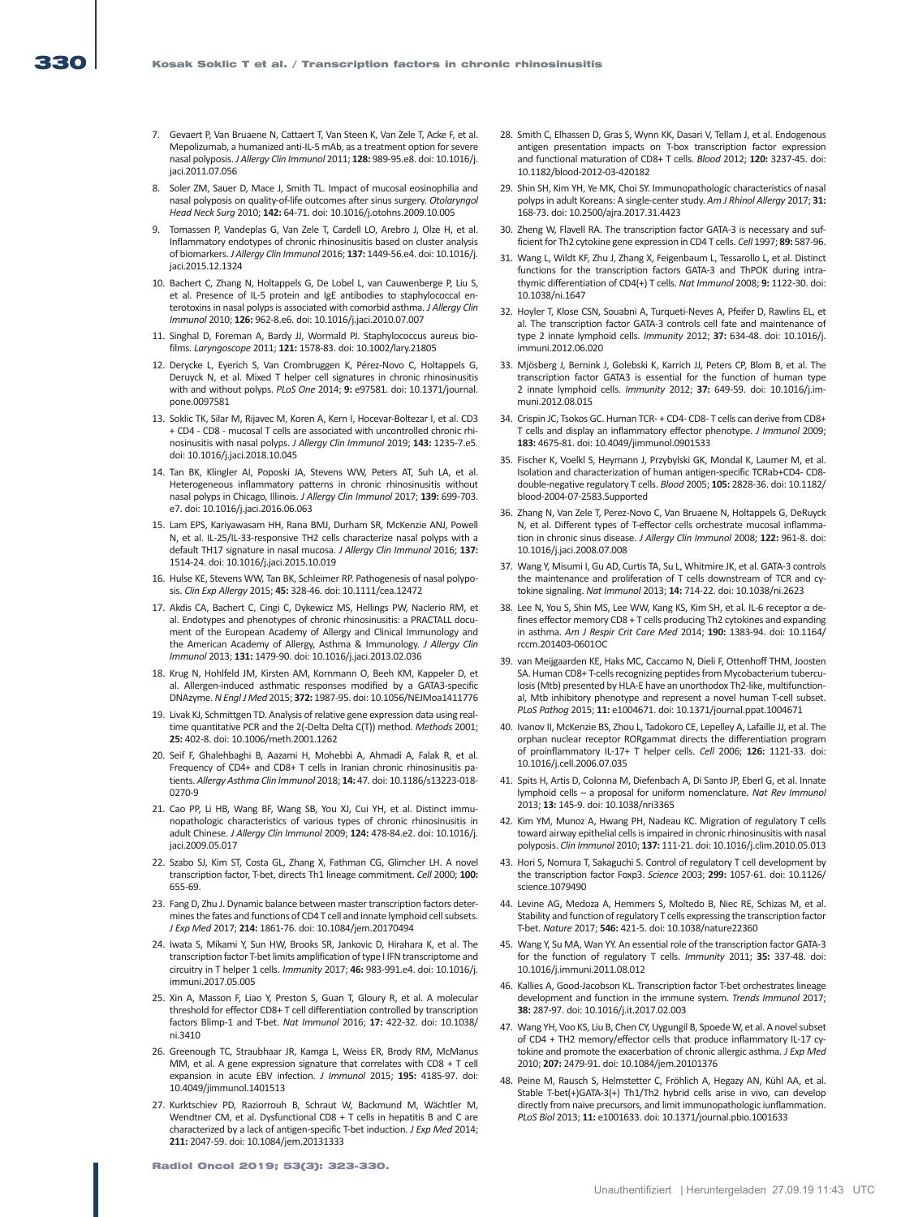7. Gevaert P, Van Bruaene N, Cattaert T, Van Steen K, Van Zele T, Acke F, et al. Mepolizumab, a humanized anti-IL-5 mAb, as a treatment option for severe nasal polyposis. *J Allergy Clin Immunol* 2011; **128:** 989-95.e8. doi: 10.1016/j.jaci.2011.07.056

8. Soler ZM, Sauer D, Mace J, Smith TL. Impact of mucosal eosinophilia and nasal polyposis on quality-of-life outcomes after sinus surgery. *Otolaryngol Head Neck Surg* 2010; **142:** 64-71. doi: 10.1016/j.otohns.2009.10.005

9. Tomassen P, Vandeplas G, Van Zele T, Cardell LO, Arebro J, Olze H, et al. Inflammatory endotypes of chronic rhinosinusitis based on cluster analysis of biomarkers. *J Allergy Clin Immunol* 2016; **137:** 1449-56.e4. doi: 10.1016/j.jaci.2015.12.1324

10. Bachert C, Zhang N, Holtappels G, De Lobel L, van Cauwenberge P, Liu S, et al. Presence of IL-5 protein and IgE antibodies to staphylococcal enterotoxins in nasal polyps is associated with comorbid asthma. *J Allergy Clin Immunol* 2010; **126:** 962-8.e6. doi: 10.1016/j.jaci.2010.07.007

11. Singhal D, Foreman A, Bardy JJ, Wormald PJ. Staphylococcus aureus biofilms. *Laryngoscope* 2011; **121:** 1578-83. doi: 10.1002/lary.21805

12. Derycke L, Eyerich S, Van Crombruggen K, Pérez-Novo C, Holtappels G, Deruyck N, et al. Mixed T helper cell signatures in chronic rhinosinusitis with and without polyps. *PLoS One* 2014; **9:** e97581. doi: 10.1371/journal.pone.0097581

13. Soklic TK, Silar M, Rijavec M, Koren A, Kern I, Hocevar-Boltezar I, et al. CD3 + CD4 - CD8 - mucosal T cells are associated with uncontrolled chronic rhinosinusitis with nasal polyps. *J Allergy Clin Immunol* 2019; **143:** 1235-7.e5. doi: 10.1016/j.jaci.2018.10.045

14. Tan BK, Klingler AI, Poposki JA, Stevens WW, Peters AT, Suh LA, et al. Heterogeneous inflammatory patterns in chronic rhinosinusitis without nasal polyps in Chicago, Illinois. *J Allergy Clin Immunol* 2017; **139:** 699-703.e7. doi: 10.1016/j.jaci.2016.06.063

15. Lam EPS, Kariyawasam HH, Rana BMJ, Durham SR, McKenzie ANJ, Powell N, et al. IL-25/IL-33-responsive TH2 cells characterize nasal polyps with a default TH17 signature in nasal mucosa. *J Allergy Clin Immunol* 2016; **137:** 1514-24. doi: 10.1016/j.jaci.2015.10.019

16. Hulse KE, Stevens WW, Tan BK, Schleimer RP. Pathogenesis of nasal polyposis. *Clin Exp Allergy* 2015; **45:** 328-46. doi: 10.1111/cea.12472

17. Akdis CA, Bachert C, Cingi C, Dykewicz MS, Hellings PW, Naclerio RM, et al. Endotypes and phenotypes of chronic rhinosinusitis: a PRACTALL document of the European Academy of Allergy and Clinical Immunology and the American Academy of Allergy, Asthma & Immunology. *J Allergy Clin Immunol* 2013; **131:** 1479-90. doi: 10.1016/j.jaci.2013.02.036

18. Krug N, Hohlfeld JM, Kirsten AM, Kornmann O, Beeh KM, Kappeler D, et al. Allergen-induced asthmatic responses modified by a GATA3-specific DNAzyme. *N Engl J Med* 2015; **372:** 1987-95. doi: 10.1056/NEJMoa1411776

19. Livak KJ, Schmittgen TD. Analysis of relative gene expression data using real-time quantitative PCR and the 2(-Delta Delta C(T)) method. *Methods* 2001; **25:** 402-8. doi: 10.1006/meth.2001.1262

20. Seif F, Ghalehbaghi B, Aazami H, Mohebbi A, Ahmadi A, Falak R, et al. Frequency of CD4+ and CD8+ T cells in Iranian chronic rhinosinusitis patients. *Allergy Asthma Clin Immunol* 2018; **14:** 47. doi: 10.1186/s13223-018-0270-9

21. Cao PP, Li HB, Wang BF, Wang SB, You XJ, Cui YH, et al. Distinct immunopathologic characteristics of various types of chronic rhinosinusitis in adult Chinese. *J Allergy Clin Immunol* 2009; **124:** 478-84.e2. doi: 10.1016/j.jaci.2009.05.017

22. Szabo SJ, Kim ST, Costa GL, Zhang X, Fathman CG, Glimcher LH. A novel transcription factor, T-bet, directs Th1 lineage commitment. *Cell* 2000; **100:** 655-69.

23. Fang D, Zhu J. Dynamic balance between master transcription factors determines the fates and functions of CD4 T cell and innate lymphoid cell subsets. *J Exp Med* 2017; **214:** 1861-76. doi: 10.1084/jem.20170494

24. Iwata S, Mikami Y, Sun HW, Brooks SR, Jankovic D, Hirahara K, et al. The transcription factor T-bet limits amplification of type I IFN transcriptome and circuitry in T helper 1 cells. *Immunity* 2017; **46:** 983-991.e4. doi: 10.1016/j.immuni.2017.05.005

25. Xin A, Masson F, Liao Y, Preston S, Guan T, Gloury R, et al. A molecular threshold for effector CD8+ T cell differentiation controlled by transcription factors Blimp-1 and T-bet. *Nat Immunol* 2016; **17:** 422-32. doi: 10.1038/ni.3410

26. Greenough TC, Straubhaar JR, Kamga L, Weiss ER, Brody RM, McManus MM, et al. A gene expression signature that correlates with CD8 + T cell expansion in acute EBV infection. *J Immunol* 2015; **195:** 4185-97. doi: 10.4049/jimmunol.1401513

27. Kurktschiev PD, Raziorrouh B, Schraut W, Backmund M, Wächtler M, Wendtner CM, et al. Dysfunctional CD8 + T cells in hepatitis B and C are characterized by a lack of antigen-specific T-bet induction. *J Exp Med* 2014; **211:** 2047-59. doi: 10.1084/jem.20131333

28. Smith C, Elhassen D, Gras S, Wynn KK, Dasari V, Tellam J, et al. Endogenous antigen presentation impacts on T-box transcription factor expression and functional maturation of CD8+ T cells. *Blood* 2012; **120:** 3237-45. doi: 10.1182/blood-2012-03-420182

29. Shin SH, Kim YH, Ye MK, Choi SY. Immunopathologic characteristics of nasal polyps in adult Koreans: A single-center study. *Am J Rhinol Allergy* 2017; **31:** 168-73. doi: 10.2500/ajra.2017.31.4423

30. Zheng W, Flavell RA. The transcription factor GATA-3 is necessary and sufficient for Th2 cytokine gene expression in CD4 T cells. *Cell* 1997; **89:** 587-96.

31. Wang L, Wildt KF, Zhu J, Zhang X, Feigenbaum L, Tessarollo L, et al. Distinct functions for the transcription factors GATA-3 and ThPOK during intrathymic differentiation of CD4(+) T cells. *Nat Immunol* 2008; **9:** 1122-30. doi: 10.1038/ni.1647

32. Hoyler T, Klose CSN, Souabni A, Turqueti-Neves A, Pfeifer D, Rawlins EL, et al. The transcription factor GATA-3 controls cell fate and maintenance of type 2 innate lymphoid cells. *Immunity* 2012; **37:** 634-48. doi: 10.1016/j.immuni.2012.06.020

33. Mjösberg J, Bernink J, Golebski K, Karrich JJ, Peters CP, Blom B, et al. The transcription factor GATA3 is essential for the function of human type 2 innate lymphoid cells. *Immunity* 2012; **37:** 649-59. doi: 10.1016/j.immuni.2012.08.015

34. Crispin JC, Tsokos GC. Human TCR- + CD4- CD8- T cells can derive from CD8+ T cells and display an inflammatory effector phenotype. *J Immunol* 2009; **183:** 4675-81. doi: 10.4049/jimmunol.0901533

35. Fischer K, Voelkl S, Heymann J, Przybylski GK, Mondal K, Laumer M, et al. Isolation and characterization of human antigen-specific TCRab+CD4- CD8-double-negative regulatory T cells. *Blood* 2005; **105:** 2828-36. doi: 10.1182/blood-2004-07-2583.Supported

36. Zhang N, Van Zele T, Perez-Novo C, Van Bruaene N, Holtappels G, DeRuyck N, et al. Different types of T-effector cells orchestrate mucosal inflammation in chronic sinus disease. *J Allergy Clin Immunol* 2008; **122:** 961-8. doi: 10.1016/j.jaci.2008.07.008

37. Wang Y, Misumi I, Gu AD, Curtis TA, Su L, Whitmire JK, et al. GATA-3 controls the maintenance and proliferation of T cells downstream of TCR and cytokine signaling. *Nat Immunol* 2013; **14:** 714-22. doi: 10.1038/ni.2623

38. Lee N, You S, Shin MS, Lee WW, Kang KS, Kim SH, et al. IL-6 receptor α defines effector memory CD8 + T cells producing Th2 cytokines and expanding in asthma. *Am J Respir Crit Care Med* 2014; **190:** 1383-94. doi: 10.1164/rccm.201403-0601OC

39. van Meijgaarden KE, Haks MC, Caccamo N, Dieli F, Ottenhoff THM, Joosten SA. Human CD8+ T-cells recognizing peptides from Mycobacterium tuberculosis (Mtb) presented by HLA-E have an unorthodox Th2-like, multifunctional, Mtb inhibitory phenotype and represent a novel human T-cell subset. *PLoS Pathog* 2015; **11:** e1004671. doi: 10.1371/journal.ppat.1004671

40. Ivanov II, McKenzie BS, Zhou L, Tadokoro CE, Lepelley A, Lafaille JJ, et al. The orphan nuclear receptor RORgammat directs the differentiation program of proinflammatory IL-17+ T helper cells. *Cell* 2006; **126:** 1121-33. doi: 10.1016/j.cell.2006.07.035

41. Spits H, Artis D, Colonna M, Diefenbach A, Di Santo JP, Eberl G, et al. Innate lymphoid cells – a proposal for uniform nomenclature. *Nat Rev Immunol* 2013; **13:** 145-9. doi: 10.1038/nri3365

42. Kim YM, Munoz A, Hwang PH, Nadeau KC. Migration of regulatory T cells toward airway epithelial cells is impaired in chronic rhinosinusitis with nasal polyposis. *Clin Immunol* 2010; **137:** 111-21. doi: 10.1016/j.clim.2010.05.013

43. Hori S, Nomura T, Sakaguchi S. Control of regulatory T cell development by the transcription factor Foxp3. *Science* 2003; **299:** 1057-61. doi: 10.1126/science.1079490

44. Levine AG, Medoza A, Hemmers S, Moltedo B, Niec RE, Schizas M, et al. Stability and function of regulatory T cells expressing the transcription factor T-bet. *Nature* 2017; **546:** 421-5. doi: 10.1038/nature22360

45. Wang Y, Su MA, Wan YY. An essential role of the transcription factor GATA-3 for the function of regulatory T cells. *Immunity* 2011; **35:** 337-48. doi: 10.1016/j.immuni.2011.08.012

46. Kallies A, Good-Jacobson KL. Transcription factor T-bet orchestrates lineage development and function in the immune system. *Trends Immunol* 2017; **38:** 287-97. doi: 10.1016/j.it.2017.02.003

47. Wang YH, Voo KS, Liu B, Chen CY, Uygungil B, Spoede W, et al. A novel subset of CD4 + TH2 memory/effector cells that produce inflammatory IL-17 cytokine and promote the exacerbation of chronic allergic asthma. *J Exp Med* 2010; **207:** 2479-91. doi: 10.1084/jem.20101376

48. Peine M, Rausch S, Helmstetter C, Fröhlich A, Hegazy AN, Kühl AA, et al. Stable T-bet(+)GATA-3(+) Th1/Th2 hybrid cells arise in vivo, can develop directly from naive precursors, and limit immunopathologic iunflammation. *PLoS Biol* 2013; **11:** e1001633. doi: 10.1371/journal.pbio.1001633